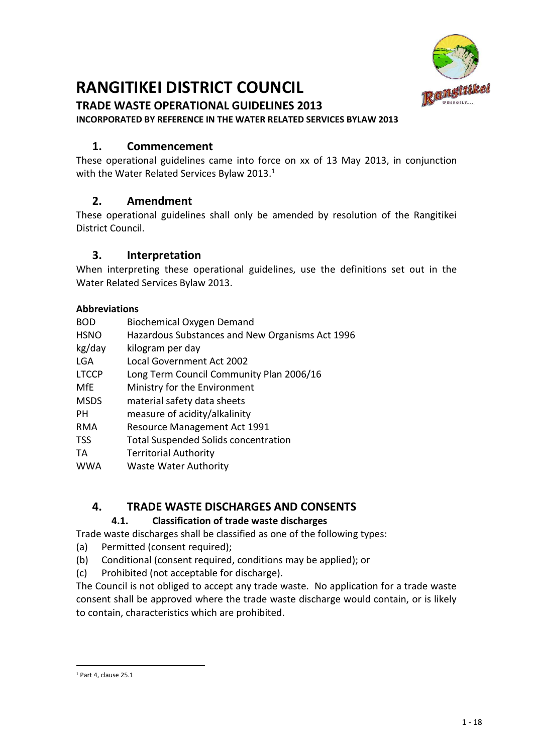# RANGITIKEI DISTRICT COUNCIL

## TRADE WASTE OPERATIONAL GUIDELINES 2013

**INCORPORATED BY REFERENCE IN THE WATER RELATED SERVICES BYLAW 2013**

## 1. Commencement

These operational guidelines came into force on xx of 13 May 2013, in conjunction with the Water Related Services Bylaw 2013.[1]

## 2. Amendment

These operational guidelines shall only be amended by resolution of the Rangitikei District Council.

## 3. Interpretation

When interpreting these operational guidelines, use the definitions set out in the Water Related Services Bylaw 2013.

**Abbreviations**

| | |
|---|---|
| BOD | Biochemical Oxygen Demand |
| HSNO | Hazardous Substances and New Organisms Act 1996 |
| kg/day | kilogram per day |
| LGA | Local Government Act 2002 |
| LTCCP | Long Term Council Community Plan 2006/16 |
| MfE | Ministry for the Environment |
| MSDS | material safety data sheets |
| PH | measure of acidity/alkalinity |
| RMA | Resource Management Act 1991 |
| TSS | Total Suspended Solids concentration |
| TA | Territorial Authority |
| WWA | Waste Water Authority |

## 4. TRADE WASTE DISCHARGES AND CONSENTS

### 4.1. Classification of trade waste discharges

Trade waste discharges shall be classified as one of the following types:

(a) Permitted (consent required);

(b) Conditional (consent required, conditions may be applied); or

(c) Prohibited (not acceptable for discharge).

The Council is not obliged to accept any trade waste. No application for a trade waste consent shall be approved where the trade waste discharge would contain, or is likely to contain, characteristics which are prohibited.

---

[1] Part 4, clause 25.1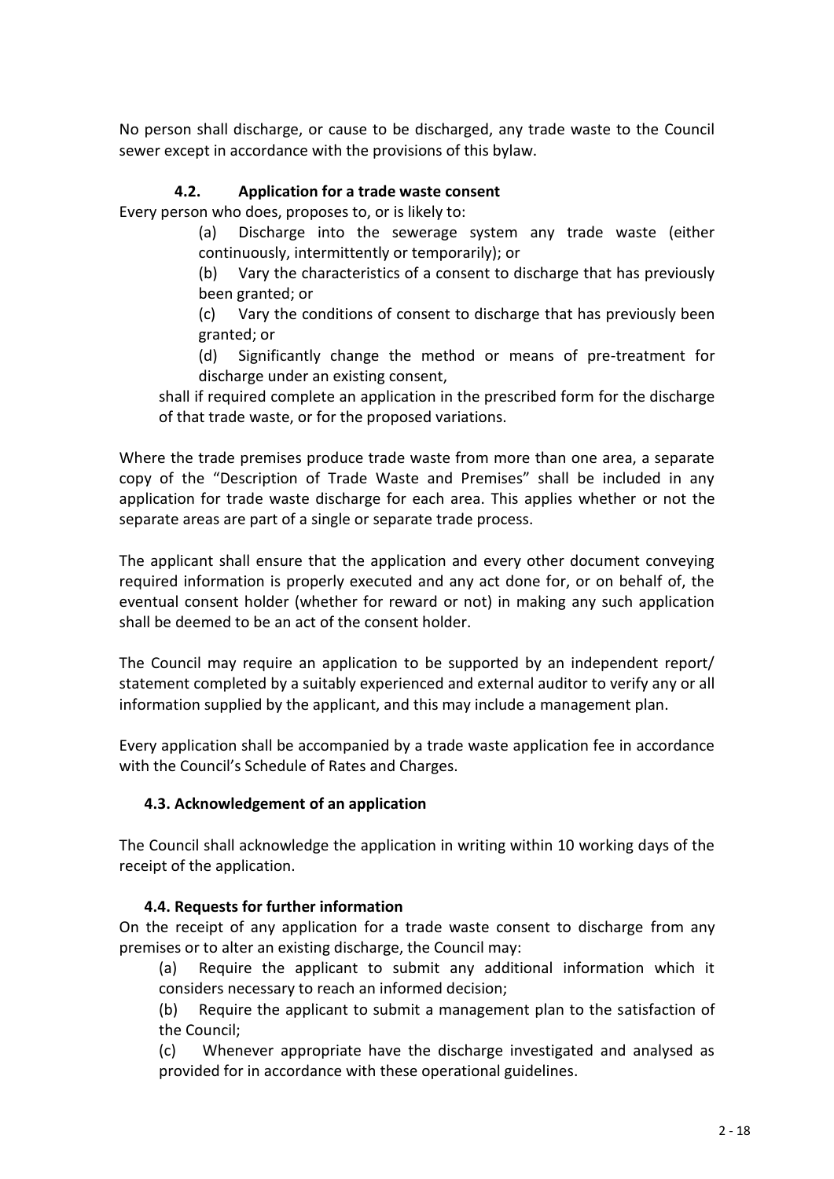No person shall discharge, or cause to be discharged, any trade waste to the Council sewer except in accordance with the provisions of this bylaw.

### 4.2. Application for a trade waste consent

Every person who does, proposes to, or is likely to:

(a) Discharge into the sewerage system any trade waste (either continuously, intermittently or temporarily); or

(b) Vary the characteristics of a consent to discharge that has previously been granted; or

(c) Vary the conditions of consent to discharge that has previously been granted; or

(d) Significantly change the method or means of pre-treatment for discharge under an existing consent,

shall if required complete an application in the prescribed form for the discharge of that trade waste, or for the proposed variations.

Where the trade premises produce trade waste from more than one area, a separate copy of the "Description of Trade Waste and Premises" shall be included in any application for trade waste discharge for each area. This applies whether or not the separate areas are part of a single or separate trade process.

The applicant shall ensure that the application and every other document conveying required information is properly executed and any act done for, or on behalf of, the eventual consent holder (whether for reward or not) in making any such application shall be deemed to be an act of the consent holder.

The Council may require an application to be supported by an independent report/ statement completed by a suitably experienced and external auditor to verify any or all information supplied by the applicant, and this may include a management plan.

Every application shall be accompanied by a trade waste application fee in accordance with the Council's Schedule of Rates and Charges.

### 4.3. Acknowledgement of an application

The Council shall acknowledge the application in writing within 10 working days of the receipt of the application.

### 4.4. Requests for further information

On the receipt of any application for a trade waste consent to discharge from any premises or to alter an existing discharge, the Council may:

(a) Require the applicant to submit any additional information which it considers necessary to reach an informed decision;

(b) Require the applicant to submit a management plan to the satisfaction of the Council;

(c) Whenever appropriate have the discharge investigated and analysed as provided for in accordance with these operational guidelines.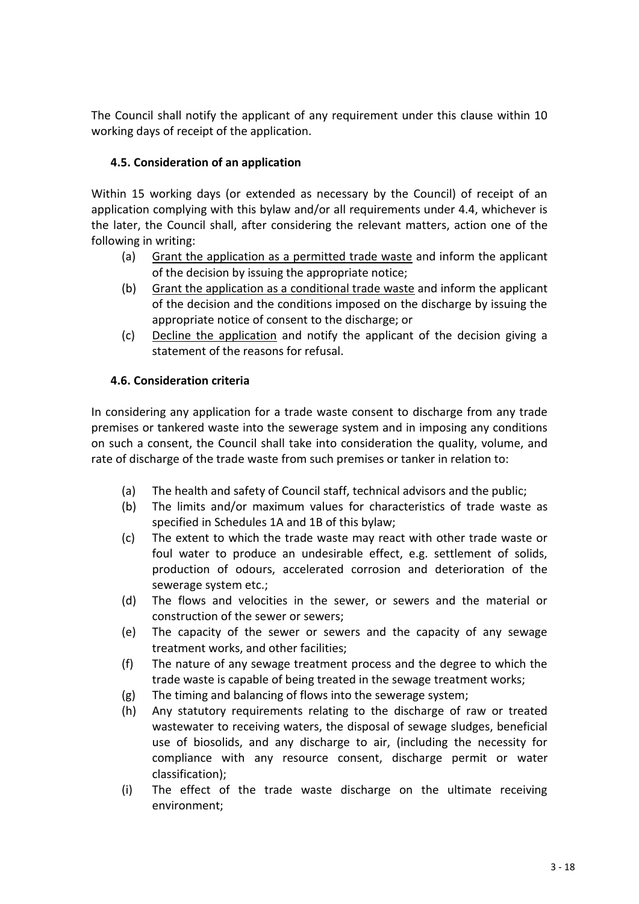The Council shall notify the applicant of any requirement under this clause within 10 working days of receipt of the application.

### 4.5. Consideration of an application

Within 15 working days (or extended as necessary by the Council) of receipt of an application complying with this bylaw and/or all requirements under 4.4, whichever is the later, the Council shall, after considering the relevant matters, action one of the following in writing:

- (a) <u>Grant the application as a permitted trade waste</u> and inform the applicant of the decision by issuing the appropriate notice;
- (b) <u>Grant the application as a conditional trade waste</u> and inform the applicant of the decision and the conditions imposed on the discharge by issuing the appropriate notice of consent to the discharge; or
- (c) <u>Decline the application</u> and notify the applicant of the decision giving a statement of the reasons for refusal.

### 4.6. Consideration criteria

In considering any application for a trade waste consent to discharge from any trade premises or tankered waste into the sewerage system and in imposing any conditions on such a consent, the Council shall take into consideration the quality, volume, and rate of discharge of the trade waste from such premises or tanker in relation to:

- (a) The health and safety of Council staff, technical advisors and the public;
- (b) The limits and/or maximum values for characteristics of trade waste as specified in Schedules 1A and 1B of this bylaw;
- (c) The extent to which the trade waste may react with other trade waste or foul water to produce an undesirable effect, e.g. settlement of solids, production of odours, accelerated corrosion and deterioration of the sewerage system etc.;
- (d) The flows and velocities in the sewer, or sewers and the material or construction of the sewer or sewers;
- (e) The capacity of the sewer or sewers and the capacity of any sewage treatment works, and other facilities;
- (f) The nature of any sewage treatment process and the degree to which the trade waste is capable of being treated in the sewage treatment works;
- (g) The timing and balancing of flows into the sewerage system;
- (h) Any statutory requirements relating to the discharge of raw or treated wastewater to receiving waters, the disposal of sewage sludges, beneficial use of biosolids, and any discharge to air, (including the necessity for compliance with any resource consent, discharge permit or water classification);
- (i) The effect of the trade waste discharge on the ultimate receiving environment;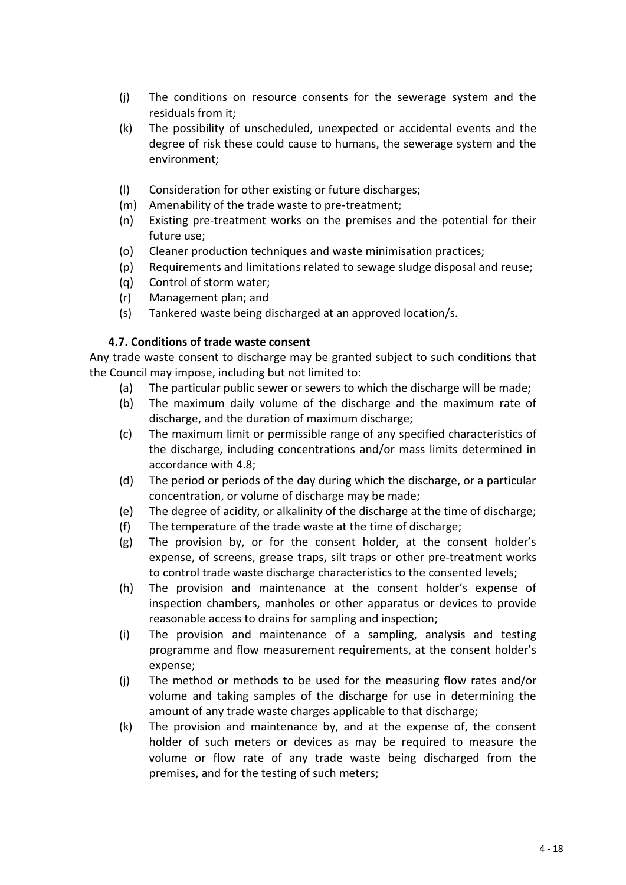(j) The conditions on resource consents for the sewerage system and the residuals from it;

(k) The possibility of unscheduled, unexpected or accidental events and the degree of risk these could cause to humans, the sewerage system and the environment;

(l) Consideration for other existing or future discharges;

(m) Amenability of the trade waste to pre-treatment;

(n) Existing pre-treatment works on the premises and the potential for their future use;

(o) Cleaner production techniques and waste minimisation practices;

(p) Requirements and limitations related to sewage sludge disposal and reuse;

(q) Control of storm water;

(r) Management plan; and

(s) Tankered waste being discharged at an approved location/s.

### 4.7. Conditions of trade waste consent

Any trade waste consent to discharge may be granted subject to such conditions that the Council may impose, including but not limited to:

(a) The particular public sewer or sewers to which the discharge will be made;

(b) The maximum daily volume of the discharge and the maximum rate of discharge, and the duration of maximum discharge;

(c) The maximum limit or permissible range of any specified characteristics of the discharge, including concentrations and/or mass limits determined in accordance with 4.8;

(d) The period or periods of the day during which the discharge, or a particular concentration, or volume of discharge may be made;

(e) The degree of acidity, or alkalinity of the discharge at the time of discharge;

(f) The temperature of the trade waste at the time of discharge;

(g) The provision by, or for the consent holder, at the consent holder's expense, of screens, grease traps, silt traps or other pre-treatment works to control trade waste discharge characteristics to the consented levels;

(h) The provision and maintenance at the consent holder's expense of inspection chambers, manholes or other apparatus or devices to provide reasonable access to drains for sampling and inspection;

(i) The provision and maintenance of a sampling, analysis and testing programme and flow measurement requirements, at the consent holder's expense;

(j) The method or methods to be used for the measuring flow rates and/or volume and taking samples of the discharge for use in determining the amount of any trade waste charges applicable to that discharge;

(k) The provision and maintenance by, and at the expense of, the consent holder of such meters or devices as may be required to measure the volume or flow rate of any trade waste being discharged from the premises, and for the testing of such meters;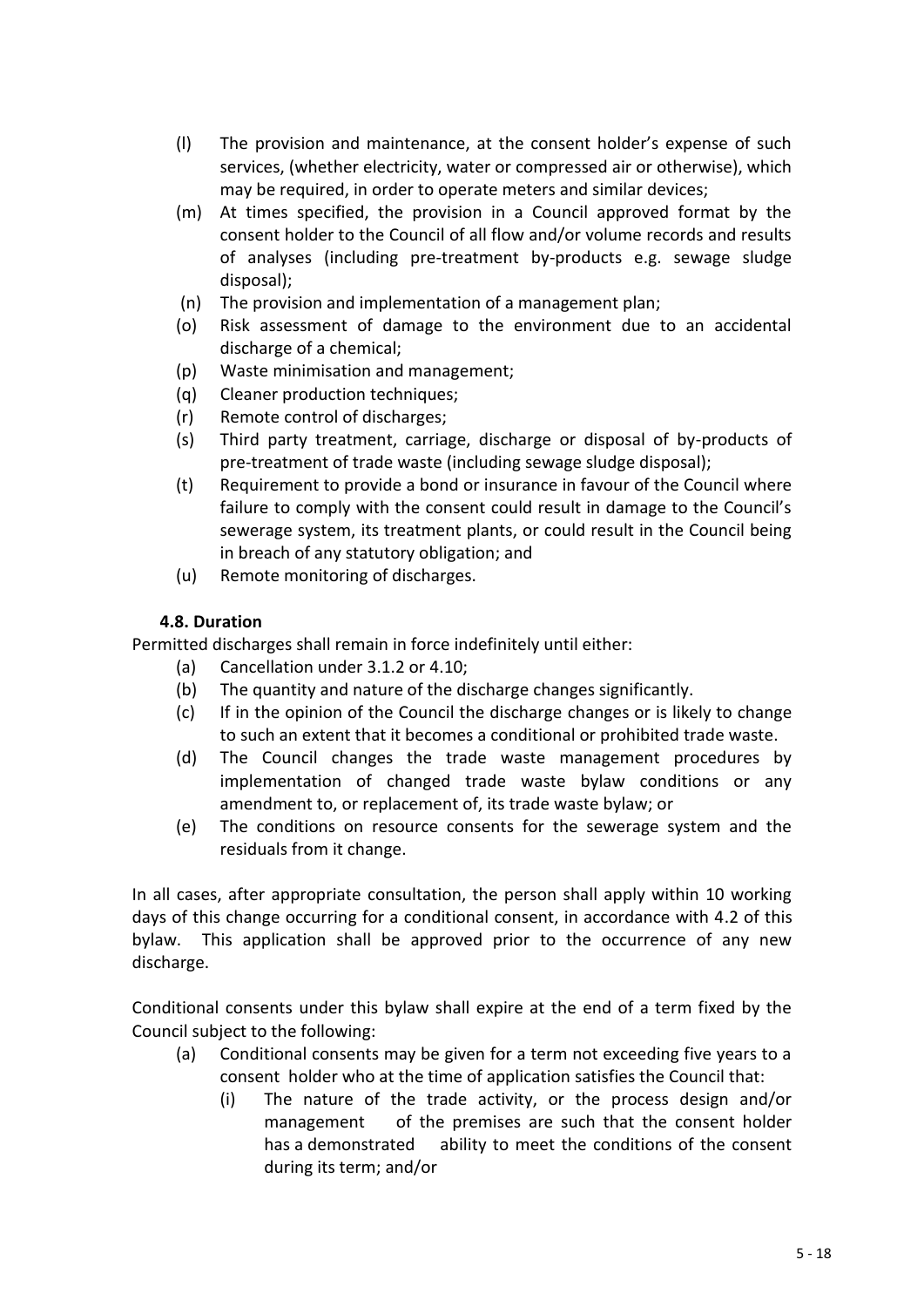(l) The provision and maintenance, at the consent holder's expense of such services, (whether electricity, water or compressed air or otherwise), which may be required, in order to operate meters and similar devices;

(m) At times specified, the provision in a Council approved format by the consent holder to the Council of all flow and/or volume records and results of analyses (including pre-treatment by-products e.g. sewage sludge disposal);

(n) The provision and implementation of a management plan;

(o) Risk assessment of damage to the environment due to an accidental discharge of a chemical;

(p) Waste minimisation and management;

(q) Cleaner production techniques;

(r) Remote control of discharges;

(s) Third party treatment, carriage, discharge or disposal of by-products of pre-treatment of trade waste (including sewage sludge disposal);

(t) Requirement to provide a bond or insurance in favour of the Council where failure to comply with the consent could result in damage to the Council's sewerage system, its treatment plants, or could result in the Council being in breach of any statutory obligation; and

(u) Remote monitoring of discharges.

### 4.8. Duration

Permitted discharges shall remain in force indefinitely until either:

(a) Cancellation under 3.1.2 or 4.10;

(b) The quantity and nature of the discharge changes significantly.

(c) If in the opinion of the Council the discharge changes or is likely to change to such an extent that it becomes a conditional or prohibited trade waste.

(d) The Council changes the trade waste management procedures by implementation of changed trade waste bylaw conditions or any amendment to, or replacement of, its trade waste bylaw; or

(e) The conditions on resource consents for the sewerage system and the residuals from it change.

In all cases, after appropriate consultation, the person shall apply within 10 working days of this change occurring for a conditional consent, in accordance with 4.2 of this bylaw. This application shall be approved prior to the occurrence of any new discharge.

Conditional consents under this bylaw shall expire at the end of a term fixed by the Council subject to the following:

(a) Conditional consents may be given for a term not exceeding five years to a consent holder who at the time of application satisfies the Council that:

(i) The nature of the trade activity, or the process design and/or management of the premises are such that the consent holder has a demonstrated ability to meet the conditions of the consent during its term; and/or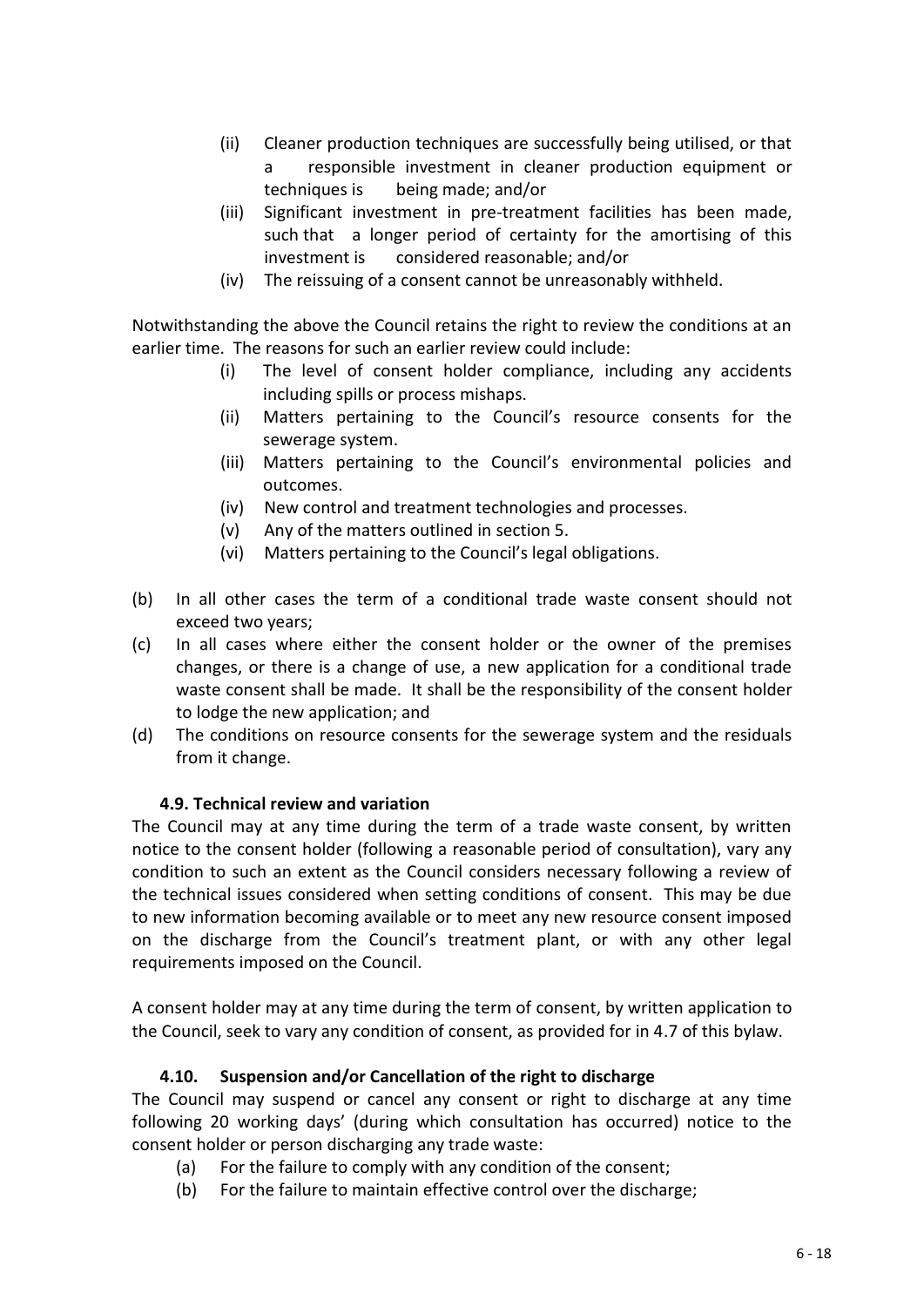(ii) Cleaner production techniques are successfully being utilised, or that a responsible investment in cleaner production equipment or techniques is being made; and/or

(iii) Significant investment in pre-treatment facilities has been made, such that a longer period of certainty for the amortising of this investment is considered reasonable; and/or

(iv) The reissuing of a consent cannot be unreasonably withheld.

Notwithstanding the above the Council retains the right to review the conditions at an earlier time. The reasons for such an earlier review could include:

(i) The level of consent holder compliance, including any accidents including spills or process mishaps.

(ii) Matters pertaining to the Council's resource consents for the sewerage system.

(iii) Matters pertaining to the Council's environmental policies and outcomes.

(iv) New control and treatment technologies and processes.

(v) Any of the matters outlined in section 5.

(vi) Matters pertaining to the Council's legal obligations.

(b) In all other cases the term of a conditional trade waste consent should not exceed two years;

(c) In all cases where either the consent holder or the owner of the premises changes, or there is a change of use, a new application for a conditional trade waste consent shall be made. It shall be the responsibility of the consent holder to lodge the new application; and

(d) The conditions on resource consents for the sewerage system and the residuals from it change.

### 4.9. Technical review and variation

The Council may at any time during the term of a trade waste consent, by written notice to the consent holder (following a reasonable period of consultation), vary any condition to such an extent as the Council considers necessary following a review of the technical issues considered when setting conditions of consent. This may be due to new information becoming available or to meet any new resource consent imposed on the discharge from the Council's treatment plant, or with any other legal requirements imposed on the Council.

A consent holder may at any time during the term of consent, by written application to the Council, seek to vary any condition of consent, as provided for in 4.7 of this bylaw.

### 4.10. Suspension and/or Cancellation of the right to discharge

The Council may suspend or cancel any consent or right to discharge at any time following 20 working days' (during which consultation has occurred) notice to the consent holder or person discharging any trade waste:

(a) For the failure to comply with any condition of the consent;

(b) For the failure to maintain effective control over the discharge;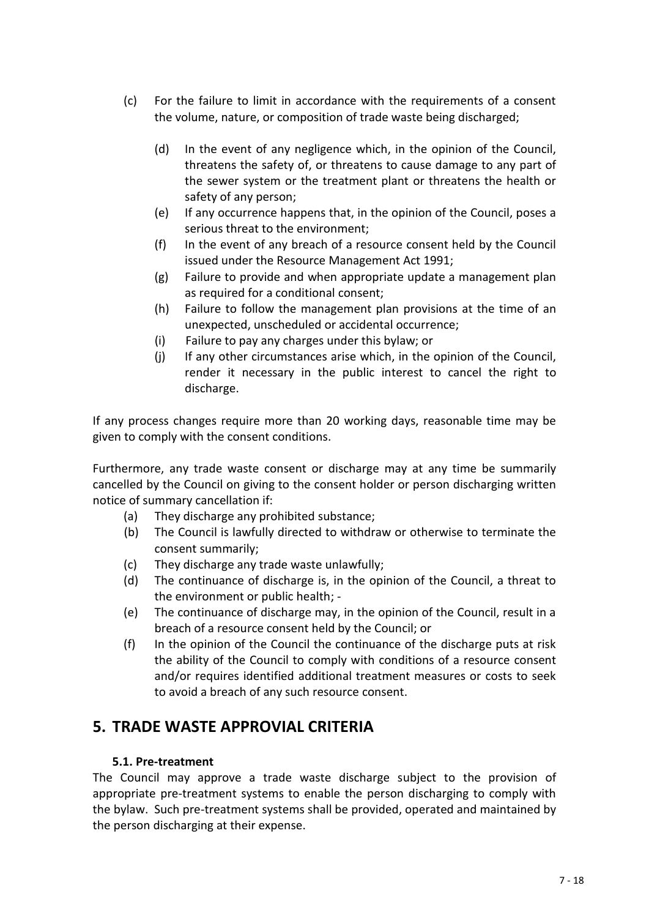(c) For the failure to limit in accordance with the requirements of a consent the volume, nature, or composition of trade waste being discharged;

(d) In the event of any negligence which, in the opinion of the Council, threatens the safety of, or threatens to cause damage to any part of the sewer system or the treatment plant or threatens the health or safety of any person;

(e) If any occurrence happens that, in the opinion of the Council, poses a serious threat to the environment;

(f) In the event of any breach of a resource consent held by the Council issued under the Resource Management Act 1991;

(g) Failure to provide and when appropriate update a management plan as required for a conditional consent;

(h) Failure to follow the management plan provisions at the time of an unexpected, unscheduled or accidental occurrence;

(i) Failure to pay any charges under this bylaw; or

(j) If any other circumstances arise which, in the opinion of the Council, render it necessary in the public interest to cancel the right to discharge.

If any process changes require more than 20 working days, reasonable time may be given to comply with the consent conditions.

Furthermore, any trade waste consent or discharge may at any time be summarily cancelled by the Council on giving to the consent holder or person discharging written notice of summary cancellation if:

(a) They discharge any prohibited substance;

(b) The Council is lawfully directed to withdraw or otherwise to terminate the consent summarily;

(c) They discharge any trade waste unlawfully;

(d) The continuance of discharge is, in the opinion of the Council, a threat to the environment or public health; -

(e) The continuance of discharge may, in the opinion of the Council, result in a breach of a resource consent held by the Council; or

(f) In the opinion of the Council the continuance of the discharge puts at risk the ability of the Council to comply with conditions of a resource consent and/or requires identified additional treatment measures or costs to seek to avoid a breach of any such resource consent.

## 5. TRADE WASTE APPROVIAL CRITERIA

### 5.1. Pre-treatment

The Council may approve a trade waste discharge subject to the provision of appropriate pre-treatment systems to enable the person discharging to comply with the bylaw. Such pre-treatment systems shall be provided, operated and maintained by the person discharging at their expense.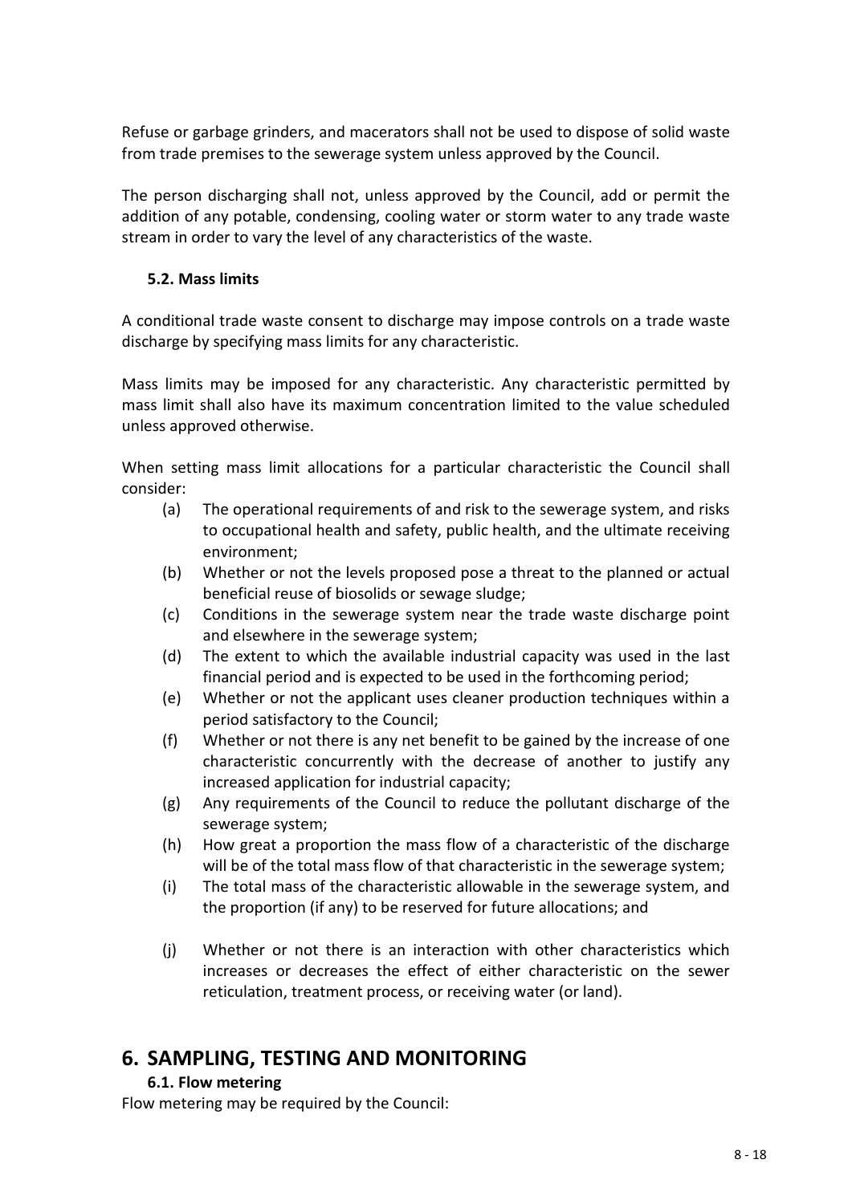Refuse or garbage grinders, and macerators shall not be used to dispose of solid waste from trade premises to the sewerage system unless approved by the Council.

The person discharging shall not, unless approved by the Council, add or permit the addition of any potable, condensing, cooling water or storm water to any trade waste stream in order to vary the level of any characteristics of the waste.

### 5.2. Mass limits

A conditional trade waste consent to discharge may impose controls on a trade waste discharge by specifying mass limits for any characteristic.

Mass limits may be imposed for any characteristic. Any characteristic permitted by mass limit shall also have its maximum concentration limited to the value scheduled unless approved otherwise.

When setting mass limit allocations for a particular characteristic the Council shall consider:

- (a) The operational requirements of and risk to the sewerage system, and risks to occupational health and safety, public health, and the ultimate receiving environment;
- (b) Whether or not the levels proposed pose a threat to the planned or actual beneficial reuse of biosolids or sewage sludge;
- (c) Conditions in the sewerage system near the trade waste discharge point and elsewhere in the sewerage system;
- (d) The extent to which the available industrial capacity was used in the last financial period and is expected to be used in the forthcoming period;
- (e) Whether or not the applicant uses cleaner production techniques within a period satisfactory to the Council;
- (f) Whether or not there is any net benefit to be gained by the increase of one characteristic concurrently with the decrease of another to justify any increased application for industrial capacity;
- (g) Any requirements of the Council to reduce the pollutant discharge of the sewerage system;
- (h) How great a proportion the mass flow of a characteristic of the discharge will be of the total mass flow of that characteristic in the sewerage system;
- (i) The total mass of the characteristic allowable in the sewerage system, and the proportion (if any) to be reserved for future allocations; and
- (j) Whether or not there is an interaction with other characteristics which increases or decreases the effect of either characteristic on the sewer reticulation, treatment process, or receiving water (or land).

## 6. SAMPLING, TESTING AND MONITORING

### 6.1. Flow metering

Flow metering may be required by the Council: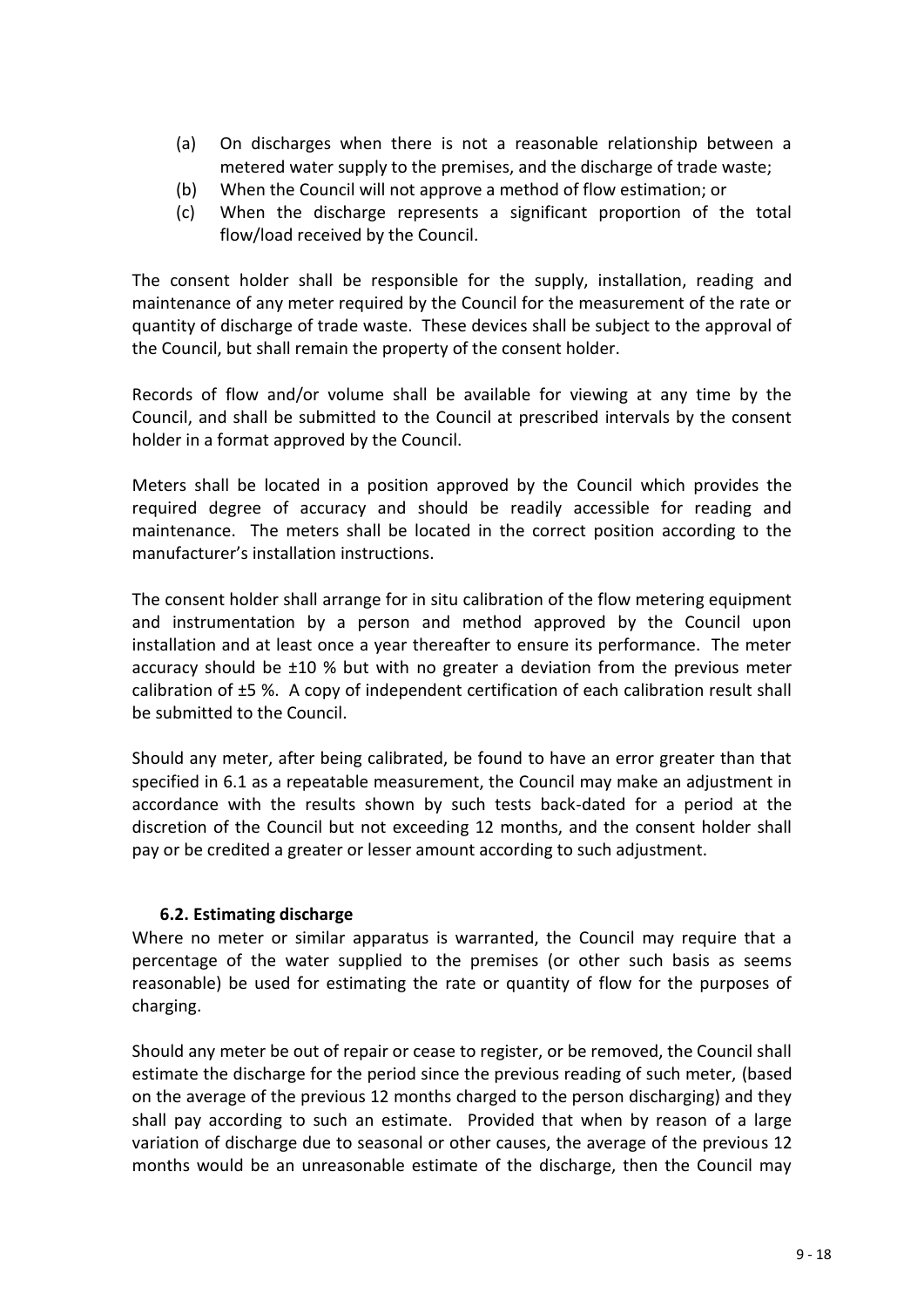(a) On discharges when there is not a reasonable relationship between a metered water supply to the premises, and the discharge of trade waste;
(b) When the Council will not approve a method of flow estimation; or
(c) When the discharge represents a significant proportion of the total flow/load received by the Council.

The consent holder shall be responsible for the supply, installation, reading and maintenance of any meter required by the Council for the measurement of the rate or quantity of discharge of trade waste. These devices shall be subject to the approval of the Council, but shall remain the property of the consent holder.

Records of flow and/or volume shall be available for viewing at any time by the Council, and shall be submitted to the Council at prescribed intervals by the consent holder in a format approved by the Council.

Meters shall be located in a position approved by the Council which provides the required degree of accuracy and should be readily accessible for reading and maintenance. The meters shall be located in the correct position according to the manufacturer's installation instructions.

The consent holder shall arrange for in situ calibration of the flow metering equipment and instrumentation by a person and method approved by the Council upon installation and at least once a year thereafter to ensure its performance. The meter accuracy should be ±10 % but with no greater a deviation from the previous meter calibration of ±5 %. A copy of independent certification of each calibration result shall be submitted to the Council.

Should any meter, after being calibrated, be found to have an error greater than that specified in 6.1 as a repeatable measurement, the Council may make an adjustment in accordance with the results shown by such tests back-dated for a period at the discretion of the Council but not exceeding 12 months, and the consent holder shall pay or be credited a greater or lesser amount according to such adjustment.

### 6.2. Estimating discharge

Where no meter or similar apparatus is warranted, the Council may require that a percentage of the water supplied to the premises (or other such basis as seems reasonable) be used for estimating the rate or quantity of flow for the purposes of charging.

Should any meter be out of repair or cease to register, or be removed, the Council shall estimate the discharge for the period since the previous reading of such meter, (based on the average of the previous 12 months charged to the person discharging) and they shall pay according to such an estimate. Provided that when by reason of a large variation of discharge due to seasonal or other causes, the average of the previous 12 months would be an unreasonable estimate of the discharge, then the Council may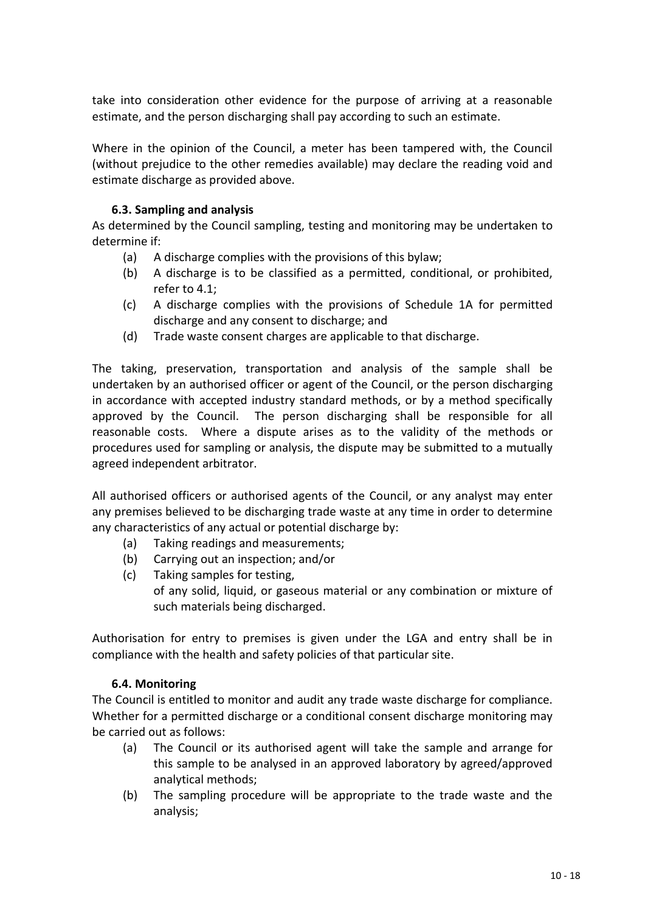take into consideration other evidence for the purpose of arriving at a reasonable estimate, and the person discharging shall pay according to such an estimate.

Where in the opinion of the Council, a meter has been tampered with, the Council (without prejudice to the other remedies available) may declare the reading void and estimate discharge as provided above.

### 6.3. Sampling and analysis

As determined by the Council sampling, testing and monitoring may be undertaken to determine if:

(a) A discharge complies with the provisions of this bylaw;
(b) A discharge is to be classified as a permitted, conditional, or prohibited, refer to 4.1;
(c) A discharge complies with the provisions of Schedule 1A for permitted discharge and any consent to discharge; and
(d) Trade waste consent charges are applicable to that discharge.

The taking, preservation, transportation and analysis of the sample shall be undertaken by an authorised officer or agent of the Council, or the person discharging in accordance with accepted industry standard methods, or by a method specifically approved by the Council. The person discharging shall be responsible for all reasonable costs. Where a dispute arises as to the validity of the methods or procedures used for sampling or analysis, the dispute may be submitted to a mutually agreed independent arbitrator.

All authorised officers or authorised agents of the Council, or any analyst may enter any premises believed to be discharging trade waste at any time in order to determine any characteristics of any actual or potential discharge by:

(a) Taking readings and measurements;
(b) Carrying out an inspection; and/or
(c) Taking samples for testing,
of any solid, liquid, or gaseous material or any combination or mixture of such materials being discharged.

Authorisation for entry to premises is given under the LGA and entry shall be in compliance with the health and safety policies of that particular site.

### 6.4. Monitoring

The Council is entitled to monitor and audit any trade waste discharge for compliance. Whether for a permitted discharge or a conditional consent discharge monitoring may be carried out as follows:

(a) The Council or its authorised agent will take the sample and arrange for this sample to be analysed in an approved laboratory by agreed/approved analytical methods;
(b) The sampling procedure will be appropriate to the trade waste and the analysis;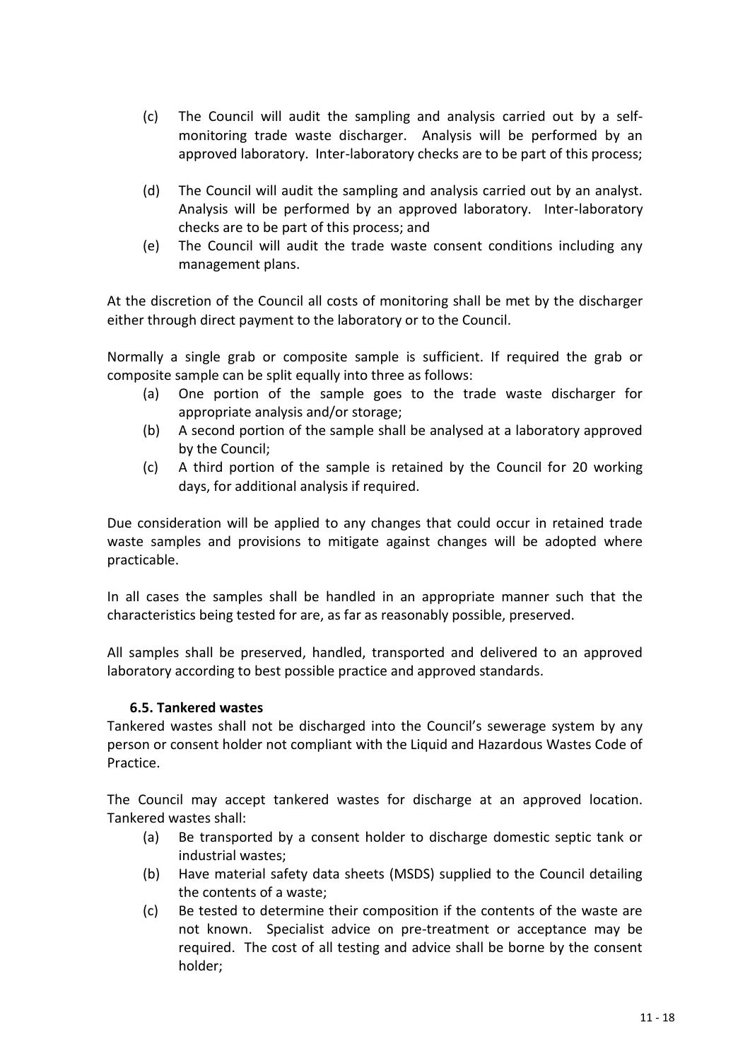(c) The Council will audit the sampling and analysis carried out by a self-monitoring trade waste discharger. Analysis will be performed by an approved laboratory. Inter-laboratory checks are to be part of this process;

(d) The Council will audit the sampling and analysis carried out by an analyst. Analysis will be performed by an approved laboratory. Inter-laboratory checks are to be part of this process; and

(e) The Council will audit the trade waste consent conditions including any management plans.

At the discretion of the Council all costs of monitoring shall be met by the discharger either through direct payment to the laboratory or to the Council.

Normally a single grab or composite sample is sufficient. If required the grab or composite sample can be split equally into three as follows:

(a) One portion of the sample goes to the trade waste discharger for appropriate analysis and/or storage;

(b) A second portion of the sample shall be analysed at a laboratory approved by the Council;

(c) A third portion of the sample is retained by the Council for 20 working days, for additional analysis if required.

Due consideration will be applied to any changes that could occur in retained trade waste samples and provisions to mitigate against changes will be adopted where practicable.

In all cases the samples shall be handled in an appropriate manner such that the characteristics being tested for are, as far as reasonably possible, preserved.

All samples shall be preserved, handled, transported and delivered to an approved laboratory according to best possible practice and approved standards.

### 6.5. Tankered wastes

Tankered wastes shall not be discharged into the Council's sewerage system by any person or consent holder not compliant with the Liquid and Hazardous Wastes Code of Practice.

The Council may accept tankered wastes for discharge at an approved location. Tankered wastes shall:

(a) Be transported by a consent holder to discharge domestic septic tank or industrial wastes;

(b) Have material safety data sheets (MSDS) supplied to the Council detailing the contents of a waste;

(c) Be tested to determine their composition if the contents of the waste are not known. Specialist advice on pre-treatment or acceptance may be required. The cost of all testing and advice shall be borne by the consent holder;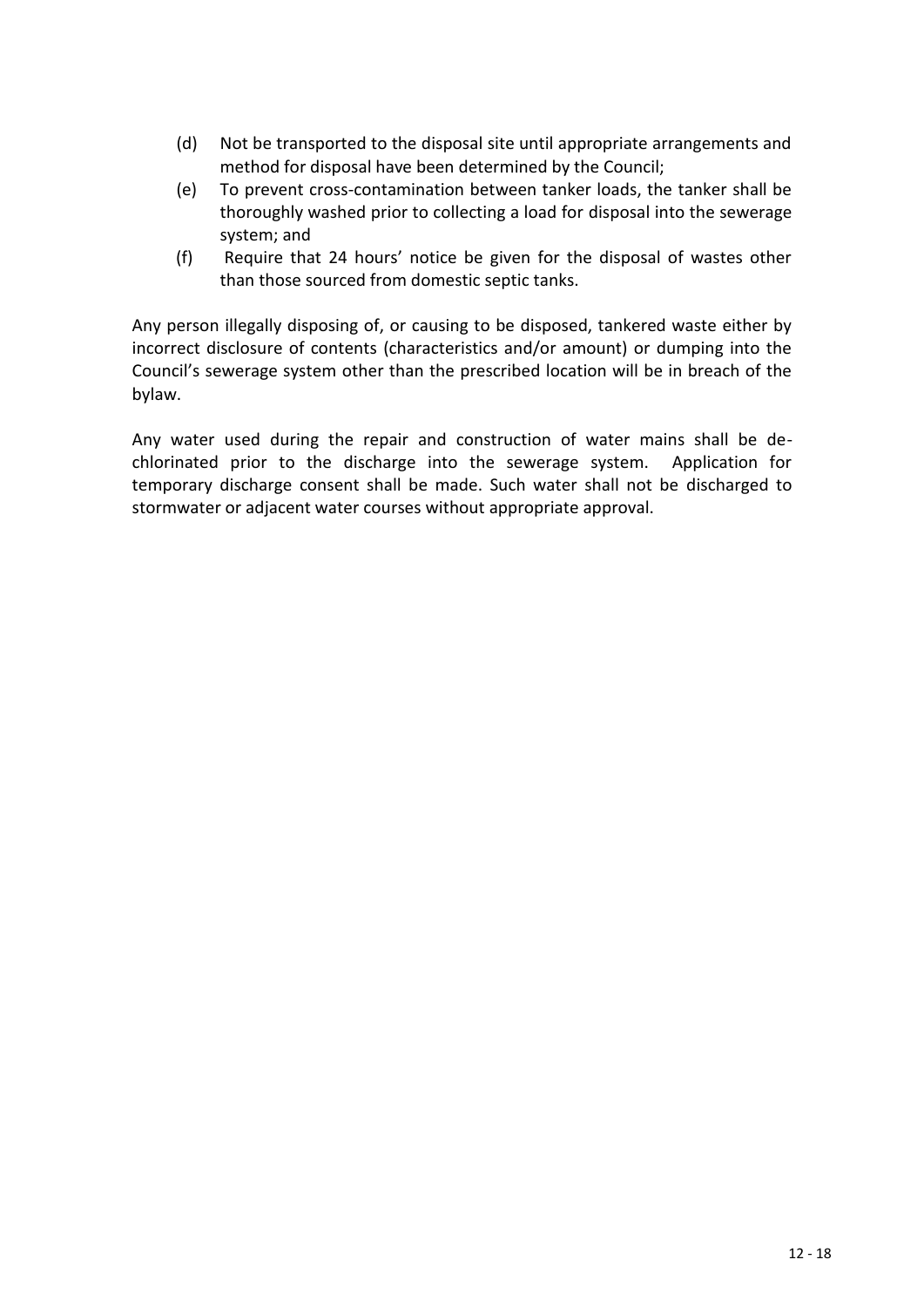(d) Not be transported to the disposal site until appropriate arrangements and method for disposal have been determined by the Council;

(e) To prevent cross-contamination between tanker loads, the tanker shall be thoroughly washed prior to collecting a load for disposal into the sewerage system; and

(f) Require that 24 hours' notice be given for the disposal of wastes other than those sourced from domestic septic tanks.

Any person illegally disposing of, or causing to be disposed, tankered waste either by incorrect disclosure of contents (characteristics and/or amount) or dumping into the Council's sewerage system other than the prescribed location will be in breach of the bylaw.

Any water used during the repair and construction of water mains shall be de-chlorinated prior to the discharge into the sewerage system. Application for temporary discharge consent shall be made. Such water shall not be discharged to stormwater or adjacent water courses without appropriate approval.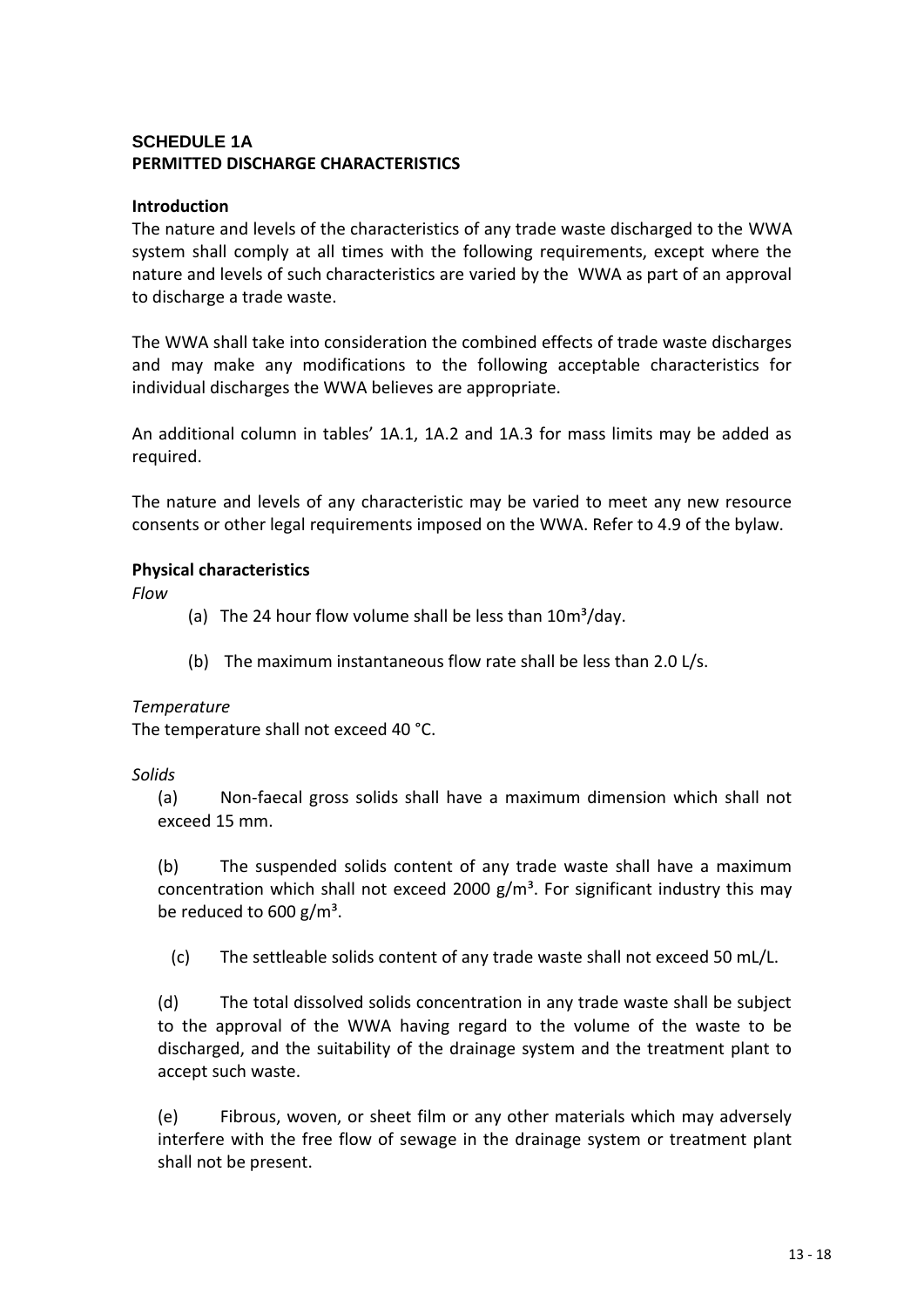**SCHEDULE 1A**
**PERMITTED DISCHARGE CHARACTERISTICS**

**Introduction**

The nature and levels of the characteristics of any trade waste discharged to the WWA system shall comply at all times with the following requirements, except where the nature and levels of such characteristics are varied by the WWA as part of an approval to discharge a trade waste.

The WWA shall take into consideration the combined effects of trade waste discharges and may make any modifications to the following acceptable characteristics for individual discharges the WWA believes are appropriate.

An additional column in tables' 1A.1, 1A.2 and 1A.3 for mass limits may be added as required.

The nature and levels of any characteristic may be varied to meet any new resource consents or other legal requirements imposed on the WWA. Refer to 4.9 of the bylaw.

**Physical characteristics**

*Flow*

(a) The 24 hour flow volume shall be less than $10m^3$/day.

(b) The maximum instantaneous flow rate shall be less than 2.0 L/s.

*Temperature*

The temperature shall not exceed 40 °C.

*Solids*

(a) Non-faecal gross solids shall have a maximum dimension which shall not exceed 15 mm.

(b) The suspended solids content of any trade waste shall have a maximum concentration which shall not exceed 2000 $g/m^3$. For significant industry this may be reduced to 600 $g/m^3$.

(c) The settleable solids content of any trade waste shall not exceed 50 mL/L.

(d) The total dissolved solids concentration in any trade waste shall be subject to the approval of the WWA having regard to the volume of the waste to be discharged, and the suitability of the drainage system and the treatment plant to accept such waste.

(e) Fibrous, woven, or sheet film or any other materials which may adversely interfere with the free flow of sewage in the drainage system or treatment plant shall not be present.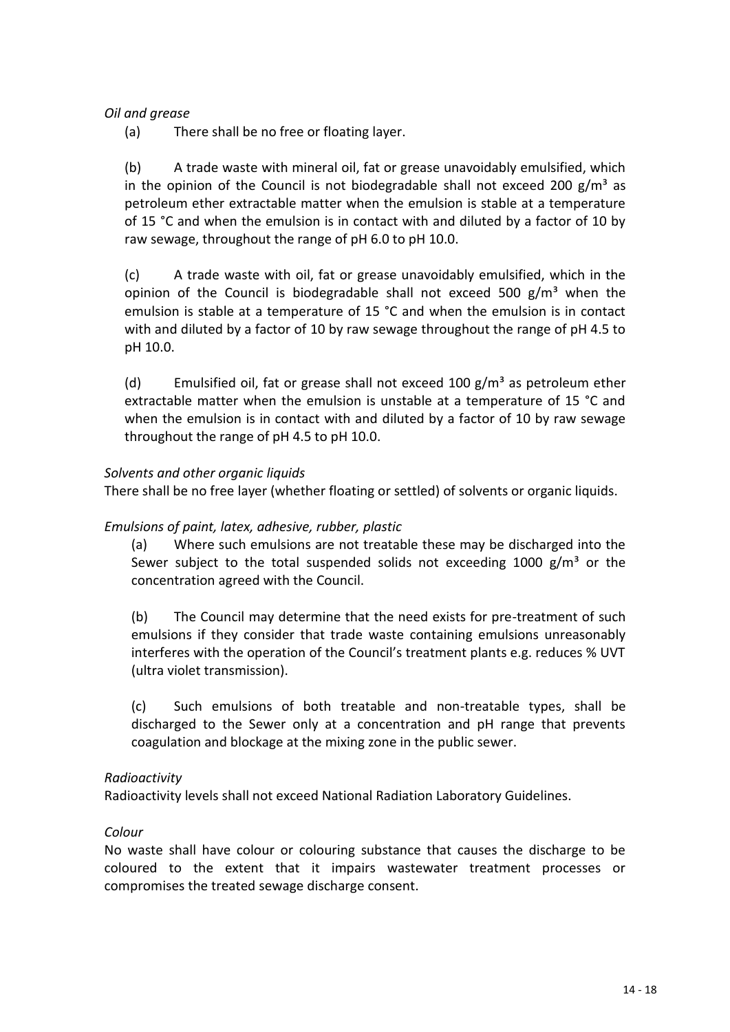*Oil and grease*

(a) There shall be no free or floating layer.

(b) A trade waste with mineral oil, fat or grease unavoidably emulsified, which in the opinion of the Council is not biodegradable shall not exceed 200 $g/m^3$ as petroleum ether extractable matter when the emulsion is stable at a temperature of 15 °C and when the emulsion is in contact with and diluted by a factor of 10 by raw sewage, throughout the range of pH 6.0 to pH 10.0.

(c) A trade waste with oil, fat or grease unavoidably emulsified, which in the opinion of the Council is biodegradable shall not exceed 500 $g/m^3$ when the emulsion is stable at a temperature of 15 °C and when the emulsion is in contact with and diluted by a factor of 10 by raw sewage throughout the range of pH 4.5 to pH 10.0.

(d) Emulsified oil, fat or grease shall not exceed 100 $g/m^3$ as petroleum ether extractable matter when the emulsion is unstable at a temperature of 15 °C and when the emulsion is in contact with and diluted by a factor of 10 by raw sewage throughout the range of pH 4.5 to pH 10.0.

*Solvents and other organic liquids*

There shall be no free layer (whether floating or settled) of solvents or organic liquids.

*Emulsions of paint, latex, adhesive, rubber, plastic*

(a) Where such emulsions are not treatable these may be discharged into the Sewer subject to the total suspended solids not exceeding 1000 $g/m^3$ or the concentration agreed with the Council.

(b) The Council may determine that the need exists for pre-treatment of such emulsions if they consider that trade waste containing emulsions unreasonably interferes with the operation of the Council's treatment plants e.g. reduces % UVT (ultra violet transmission).

(c) Such emulsions of both treatable and non-treatable types, shall be discharged to the Sewer only at a concentration and pH range that prevents coagulation and blockage at the mixing zone in the public sewer.

*Radioactivity*

Radioactivity levels shall not exceed National Radiation Laboratory Guidelines.

*Colour*

No waste shall have colour or colouring substance that causes the discharge to be coloured to the extent that it impairs wastewater treatment processes or compromises the treated sewage discharge consent.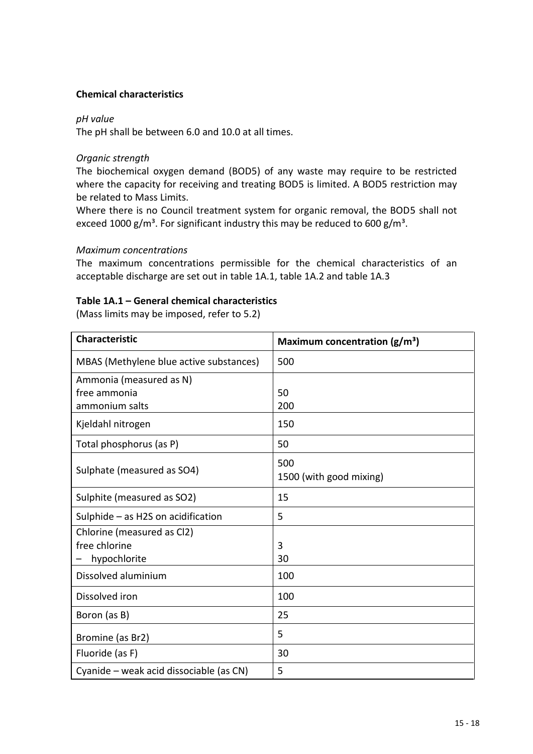### Chemical characteristics

*pH value*

The pH shall be between 6.0 and 10.0 at all times.

*Organic strength*

The biochemical oxygen demand (BOD5) of any waste may require to be restricted where the capacity for receiving and treating BOD5 is limited. A BOD5 restriction may be related to Mass Limits.

Where there is no Council treatment system for organic removal, the BOD5 shall not exceed 1000 $g/m^3$. For significant industry this may be reduced to 600 $g/m^3$.

*Maximum concentrations*

The maximum concentrations permissible for the chemical characteristics of an acceptable discharge are set out in table 1A.1, table 1A.2 and table 1A.3

**Table 1A.1 – General chemical characteristics**

(Mass limits may be imposed, refer to 5.2)

| Characteristic | Maximum concentration ($g/m^3$) |
|---|---|
| MBAS (Methylene blue active substances) | 500 |
| Ammonia (measured as N)<br>free ammonia<br>ammonium salts | <br>50<br>200 |
| Kjeldahl nitrogen | 150 |
| Total phosphorus (as P) | 50 |
| Sulphate (measured as $SO_4$) | 500<br>1500 (with good mixing) |
| Sulphite (measured as $SO_2$) | 15 |
| Sulphide – as $H_2S$ on acidification | 5 |
| Chlorine (measured as $Cl_2$)<br>free chlorine<br>– hypochlorite | <br>3<br>30 |
| Dissolved aluminium | 100 |
| Dissolved iron | 100 |
| Boron (as B) | 25 |
| Bromine (as $Br_2$) | 5 |
| Fluoride (as F) | 30 |
| Cyanide – weak acid dissociable (as CN) | 5 |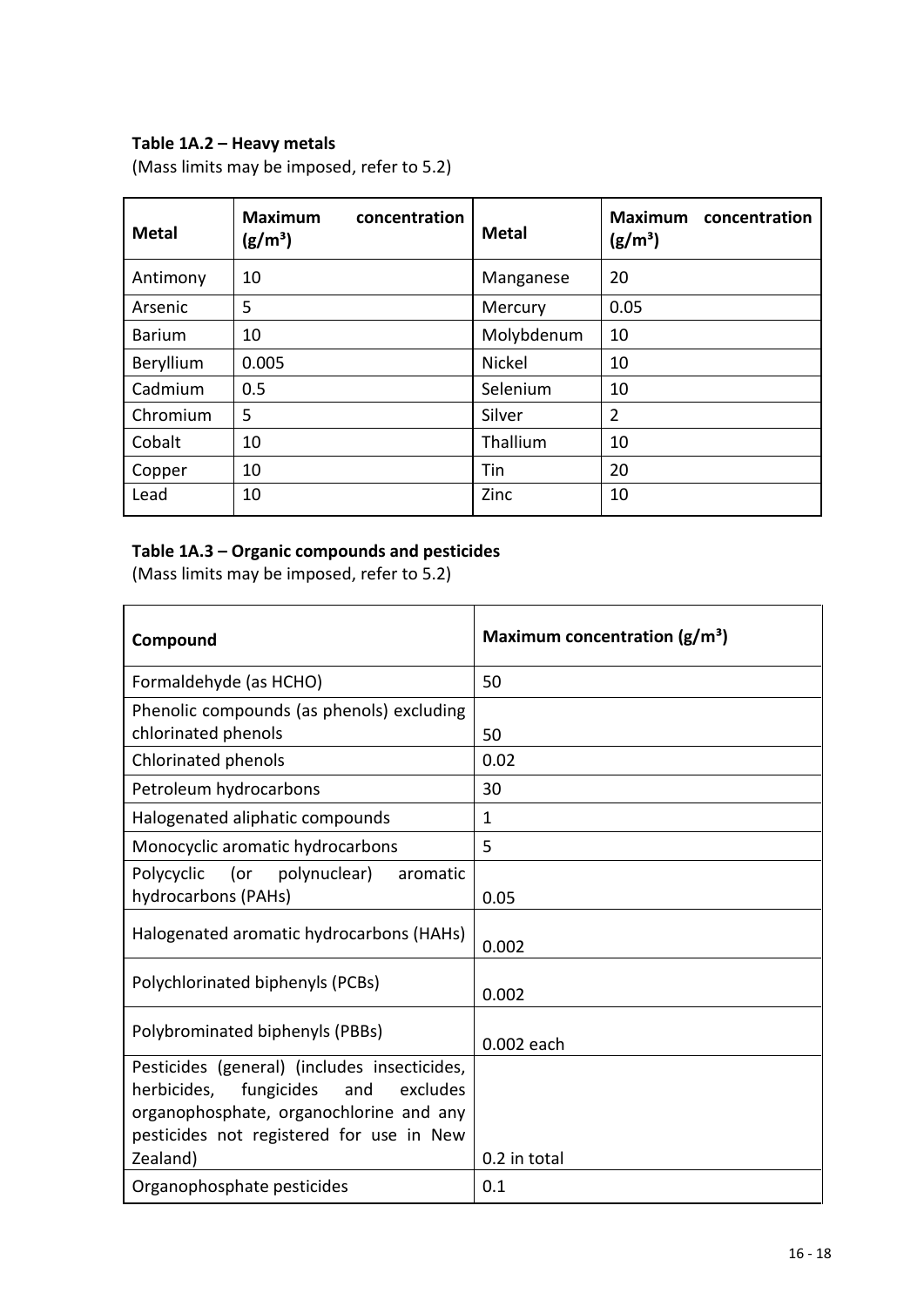### Table 1A.2 – Heavy metals

(Mass limits may be imposed, refer to 5.2)

| Metal | Maximum concentration ($g/m^3$) | Metal | Maximum concentration ($g/m^3$) |
|---|---|---|---|
| Antimony | 10 | Manganese | 20 |
| Arsenic | 5 | Mercury | 0.05 |
| Barium | 10 | Molybdenum | 10 |
| Beryllium | 0.005 | Nickel | 10 |
| Cadmium | 0.5 | Selenium | 10 |
| Chromium | 5 | Silver | 2 |
| Cobalt | 10 | Thallium | 10 |
| Copper | 10 | Tin | 20 |
| Lead | 10 | Zinc | 10 |

### Table 1A.3 – Organic compounds and pesticides

(Mass limits may be imposed, refer to 5.2)

| Compound | Maximum concentration ($g/m^3$) |
|---|---|
| Formaldehyde (as HCHO) | 50 |
| Phenolic compounds (as phenols) excluding chlorinated phenols | 50 |
| Chlorinated phenols | 0.02 |
| Petroleum hydrocarbons | 30 |
| Halogenated aliphatic compounds | 1 |
| Monocyclic aromatic hydrocarbons | 5 |
| Polycyclic (or polynuclear) aromatic hydrocarbons (PAHs) | 0.05 |
| Halogenated aromatic hydrocarbons (HAHs) | 0.002 |
| Polychlorinated biphenyls (PCBs) | 0.002 |
| Polybrominated biphenyls (PBBs) | 0.002 each |
| Pesticides (general) (includes insecticides, herbicides, fungicides and excludes organophosphate, organochlorine and any pesticides not registered for use in New Zealand) | 0.2 in total |
| Organophosphate pesticides | 0.1 |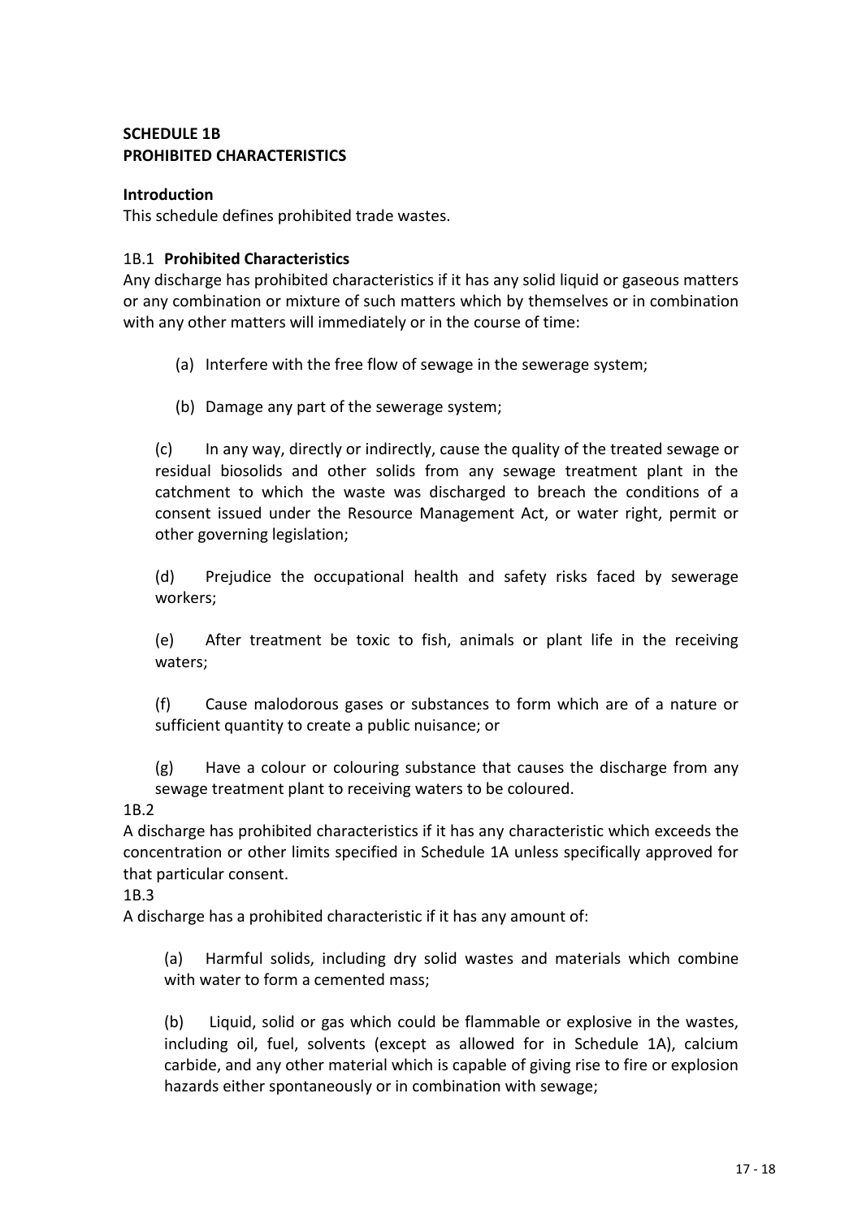**SCHEDULE 1B**
**PROHIBITED CHARACTERISTICS**

**Introduction**

This schedule defines prohibited trade wastes.

1B.1 **Prohibited Characteristics**

Any discharge has prohibited characteristics if it has any solid liquid or gaseous matters or any combination or mixture of such matters which by themselves or in combination with any other matters will immediately or in the course of time:

(a) Interfere with the free flow of sewage in the sewerage system;

(b) Damage any part of the sewerage system;

(c) In any way, directly or indirectly, cause the quality of the treated sewage or residual biosolids and other solids from any sewage treatment plant in the catchment to which the waste was discharged to breach the conditions of a consent issued under the Resource Management Act, or water right, permit or other governing legislation;

(d) Prejudice the occupational health and safety risks faced by sewerage workers;

(e) After treatment be toxic to fish, animals or plant life in the receiving waters;

(f) Cause malodorous gases or substances to form which are of a nature or sufficient quantity to create a public nuisance; or

(g) Have a colour or colouring substance that causes the discharge from any sewage treatment plant to receiving waters to be coloured.

1B.2

A discharge has prohibited characteristics if it has any characteristic which exceeds the concentration or other limits specified in Schedule 1A unless specifically approved for that particular consent.

1B.3

A discharge has a prohibited characteristic if it has any amount of:

(a) Harmful solids, including dry solid wastes and materials which combine with water to form a cemented mass;

(b) Liquid, solid or gas which could be flammable or explosive in the wastes, including oil, fuel, solvents (except as allowed for in Schedule 1A), calcium carbide, and any other material which is capable of giving rise to fire or explosion hazards either spontaneously or in combination with sewage;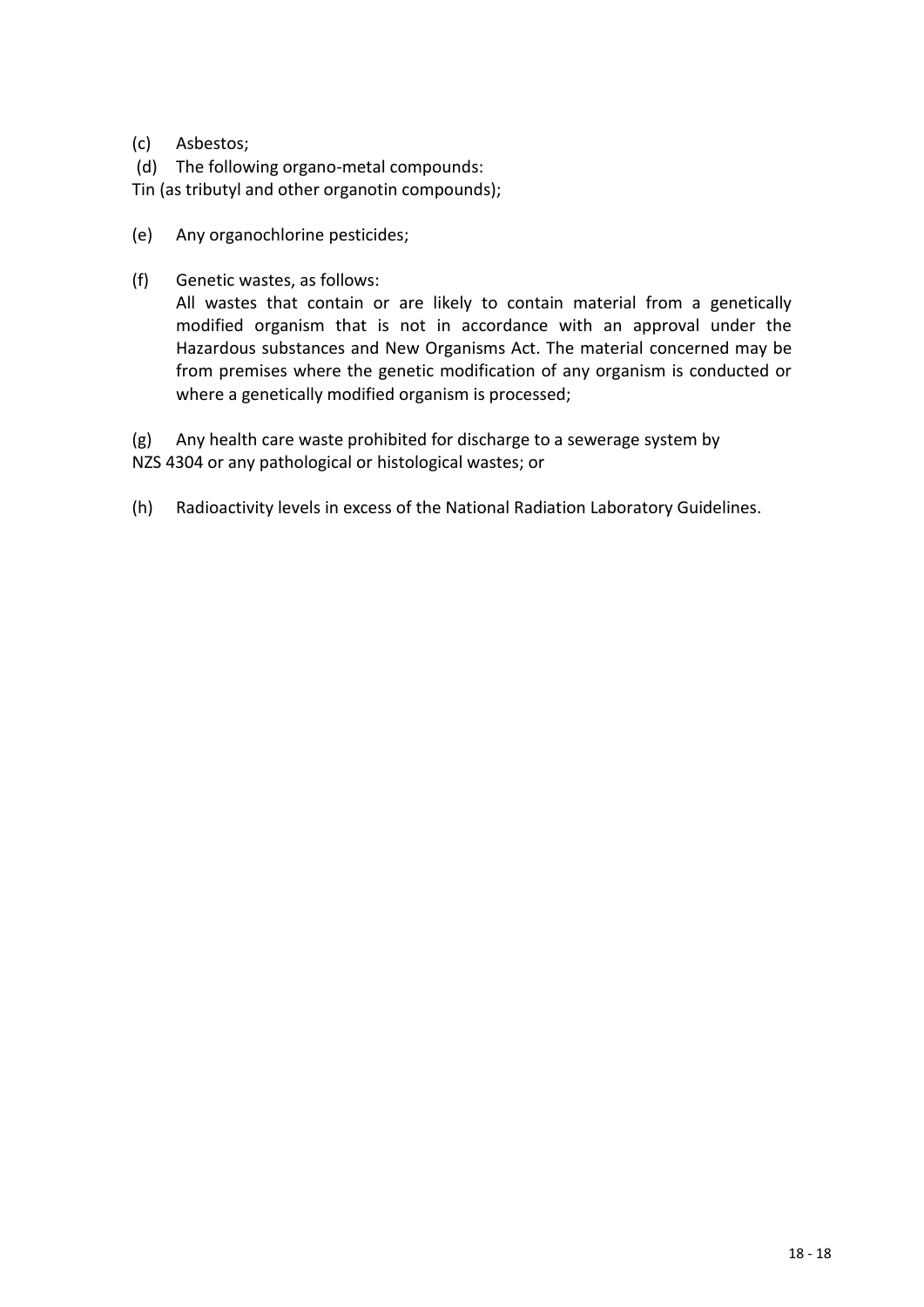(c) Asbestos;

(d) The following organo-metal compounds:
Tin (as tributyl and other organotin compounds);

(e) Any organochlorine pesticides;

(f) Genetic wastes, as follows:
All wastes that contain or are likely to contain material from a genetically modified organism that is not in accordance with an approval under the Hazardous substances and New Organisms Act. The material concerned may be from premises where the genetic modification of any organism is conducted or where a genetically modified organism is processed;

(g) Any health care waste prohibited for discharge to a sewerage system by NZS 4304 or any pathological or histological wastes; or

(h) Radioactivity levels in excess of the National Radiation Laboratory Guidelines.